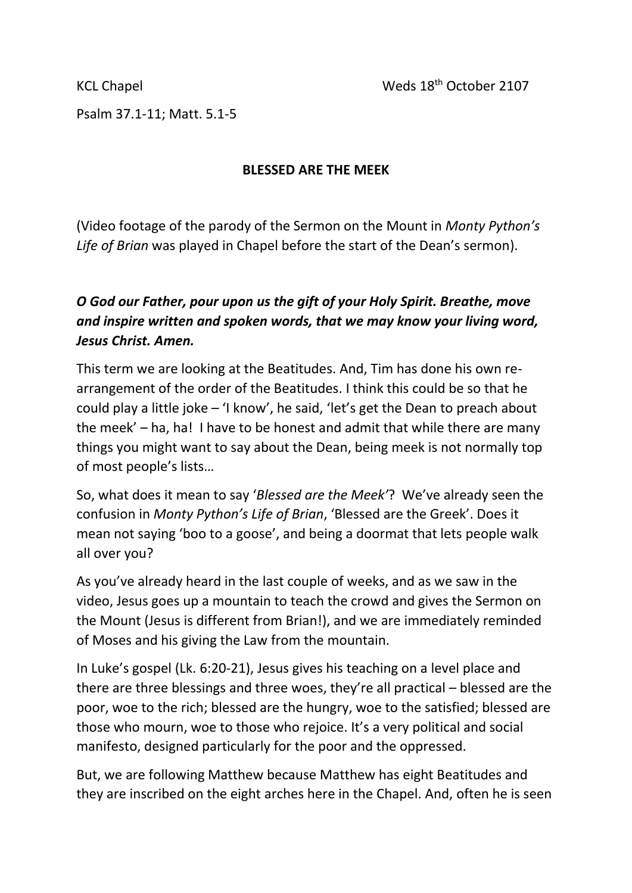KCL Chapel Weds 18th October 2107

Psalm 37.1-11; Matt. 5.1-5

**BLESSED ARE THE MEEK**

(Video footage of the parody of the Sermon on the Mount in *Monty Python's Life of Brian* was played in Chapel before the start of the Dean's sermon).

***O God our Father, pour upon us the gift of your Holy Spirit. Breathe, move and inspire written and spoken words, that we may know your living word, Jesus Christ. Amen.***

This term we are looking at the Beatitudes. And, Tim has done his own re-arrangement of the order of the Beatitudes. I think this could be so that he could play a little joke – 'I know', he said, 'let's get the Dean to preach about the meek' – ha, ha! I have to be honest and admit that while there are many things you might want to say about the Dean, being meek is not normally top of most people's lists…

So, what does it mean to say '*Blessed are the Meek'*? We've already seen the confusion in *Monty Python's Life of Brian*, 'Blessed are the Greek'. Does it mean not saying 'boo to a goose', and being a doormat that lets people walk all over you?

As you've already heard in the last couple of weeks, and as we saw in the video, Jesus goes up a mountain to teach the crowd and gives the Sermon on the Mount (Jesus is different from Brian!), and we are immediately reminded of Moses and his giving the Law from the mountain.

In Luke's gospel (Lk. 6:20-21), Jesus gives his teaching on a level place and there are three blessings and three woes, they're all practical – blessed are the poor, woe to the rich; blessed are the hungry, woe to the satisfied; blessed are those who mourn, woe to those who rejoice. It's a very political and social manifesto, designed particularly for the poor and the oppressed.

But, we are following Matthew because Matthew has eight Beatitudes and they are inscribed on the eight arches here in the Chapel. And, often he is seen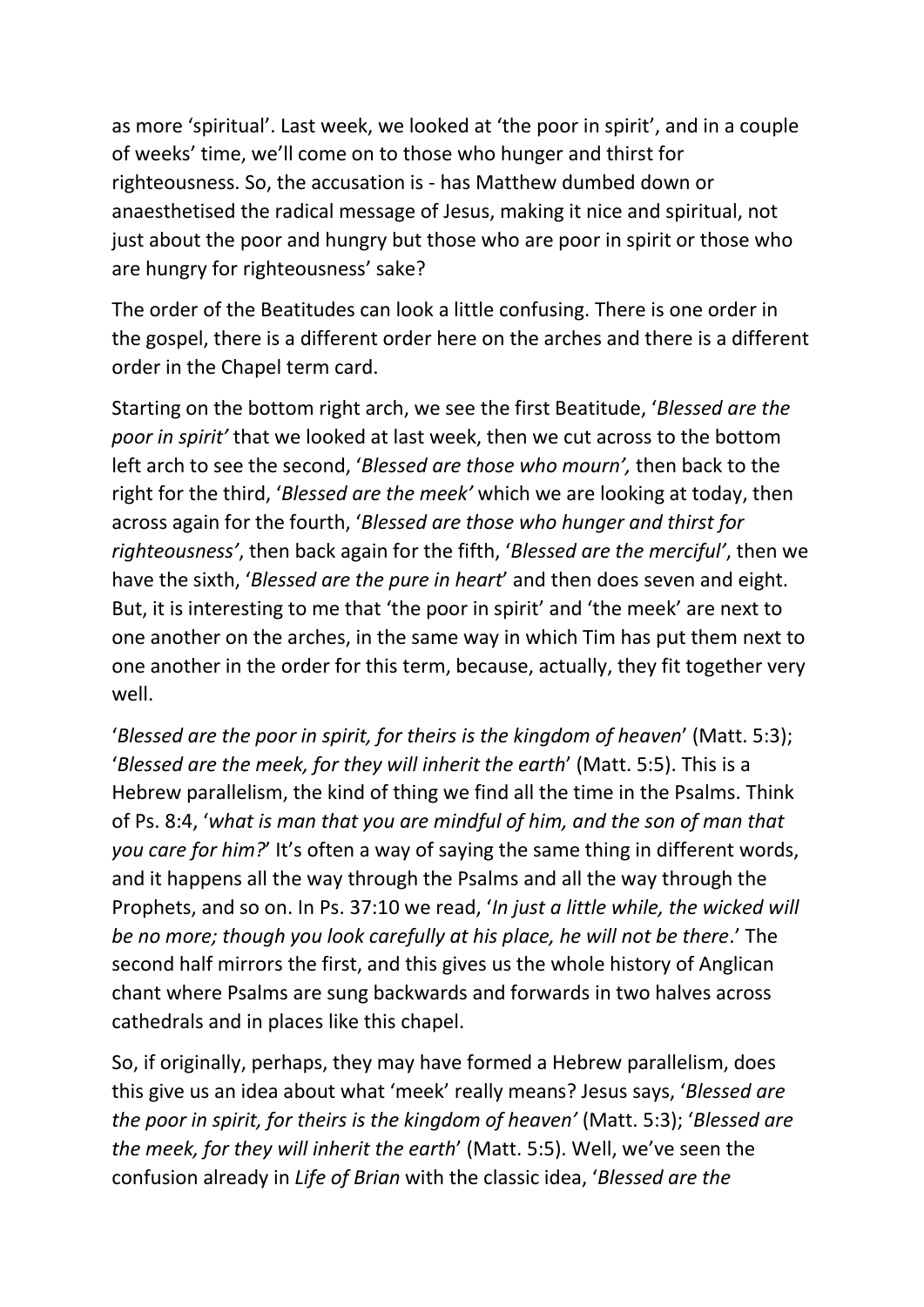as more 'spiritual'. Last week, we looked at 'the poor in spirit', and in a couple of weeks' time, we'll come on to those who hunger and thirst for righteousness. So, the accusation is - has Matthew dumbed down or anaesthetised the radical message of Jesus, making it nice and spiritual, not just about the poor and hungry but those who are poor in spirit or those who are hungry for righteousness' sake?

The order of the Beatitudes can look a little confusing. There is one order in the gospel, there is a different order here on the arches and there is a different order in the Chapel term card.

Starting on the bottom right arch, we see the first Beatitude, '*Blessed are the poor in spirit'* that we looked at last week, then we cut across to the bottom left arch to see the second, '*Blessed are those who mourn',* then back to the right for the third, '*Blessed are the meek'* which we are looking at today, then across again for the fourth, '*Blessed are those who hunger and thirst for righteousness'*, then back again for the fifth, '*Blessed are the merciful'*, then we have the sixth, '*Blessed are the pure in heart*' and then does seven and eight. But, it is interesting to me that 'the poor in spirit' and 'the meek' are next to one another on the arches, in the same way in which Tim has put them next to one another in the order for this term, because, actually, they fit together very well.

'*Blessed are the poor in spirit, for theirs is the kingdom of heaven*' (Matt. 5:3); '*Blessed are the meek, for they will inherit the earth*' (Matt. 5:5). This is a Hebrew parallelism, the kind of thing we find all the time in the Psalms. Think of Ps. 8:4, '*what is man that you are mindful of him, and the son of man that you care for him?*' It's often a way of saying the same thing in different words, and it happens all the way through the Psalms and all the way through the Prophets, and so on. In Ps. 37:10 we read, '*In just a little while, the wicked will be no more; though you look carefully at his place, he will not be there*.' The second half mirrors the first, and this gives us the whole history of Anglican chant where Psalms are sung backwards and forwards in two halves across cathedrals and in places like this chapel.

So, if originally, perhaps, they may have formed a Hebrew parallelism, does this give us an idea about what 'meek' really means? Jesus says, '*Blessed are the poor in spirit, for theirs is the kingdom of heaven'* (Matt. 5:3); '*Blessed are the meek, for they will inherit the earth*' (Matt. 5:5). Well, we've seen the confusion already in *Life of Brian* with the classic idea, '*Blessed are the*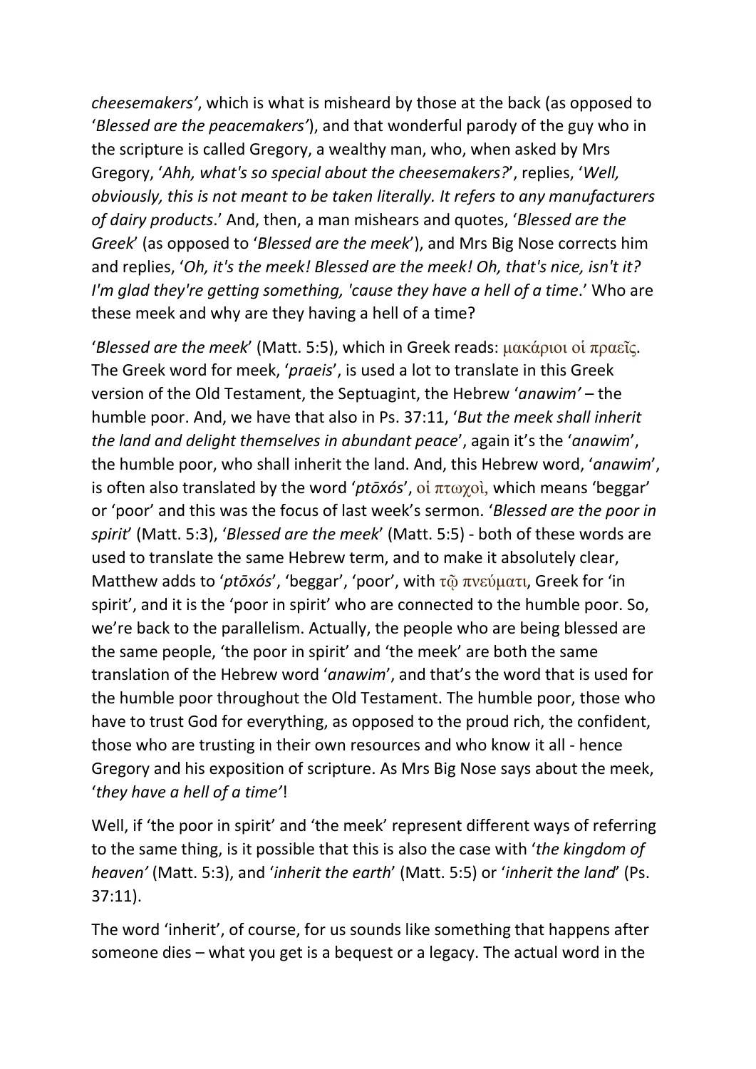*cheesemakers'*, which is what is misheard by those at the back (as opposed to '*Blessed are the peacemakers'*), and that wonderful parody of the guy who in the scripture is called Gregory, a wealthy man, who, when asked by Mrs Gregory, '*Ahh, what's so special about the cheesemakers?*', replies, '*Well, obviously, this is not meant to be taken literally. It refers to any manufacturers of dairy products*.' And, then, a man mishears and quotes, '*Blessed are the Greek*' (as opposed to '*Blessed are the meek*'), and Mrs Big Nose corrects him and replies, '*Oh, it's the meek! Blessed are the meek! Oh, that's nice, isn't it? I'm glad they're getting something, 'cause they have a hell of a time*.' Who are these meek and why are they having a hell of a time?

'*Blessed are the meek*' (Matt. 5:5), which in Greek reads: μακάριοι οἱ πραεῖς. The Greek word for meek, '*praeis*', is used a lot to translate in this Greek version of the Old Testament, the Septuagint, the Hebrew '*anawim'* – the humble poor. And, we have that also in Ps. 37:11, '*But the meek shall inherit the land and delight themselves in abundant peace*', again it's the '*anawim*', the humble poor, who shall inherit the land. And, this Hebrew word, '*anawim*', is often also translated by the word '*ptōxós*', οἱ πτωχοὶ, which means 'beggar' or 'poor' and this was the focus of last week's sermon. '*Blessed are the poor in spirit*' (Matt. 5:3), '*Blessed are the meek*' (Matt. 5:5) - both of these words are used to translate the same Hebrew term, and to make it absolutely clear, Matthew adds to '*ptōxós*', 'beggar', 'poor', with τῷ πνεύματι, Greek for 'in spirit', and it is the 'poor in spirit' who are connected to the humble poor. So, we're back to the parallelism. Actually, the people who are being blessed are the same people, 'the poor in spirit' and 'the meek' are both the same translation of the Hebrew word '*anawim*', and that's the word that is used for the humble poor throughout the Old Testament. The humble poor, those who have to trust God for everything, as opposed to the proud rich, the confident, those who are trusting in their own resources and who know it all - hence Gregory and his exposition of scripture. As Mrs Big Nose says about the meek, '*they have a hell of a time'*!

Well, if 'the poor in spirit' and 'the meek' represent different ways of referring to the same thing, is it possible that this is also the case with '*the kingdom of heaven'* (Matt. 5:3), and '*inherit the earth*' (Matt. 5:5) or '*inherit the land*' (Ps. 37:11).

The word 'inherit', of course, for us sounds like something that happens after someone dies – what you get is a bequest or a legacy. The actual word in the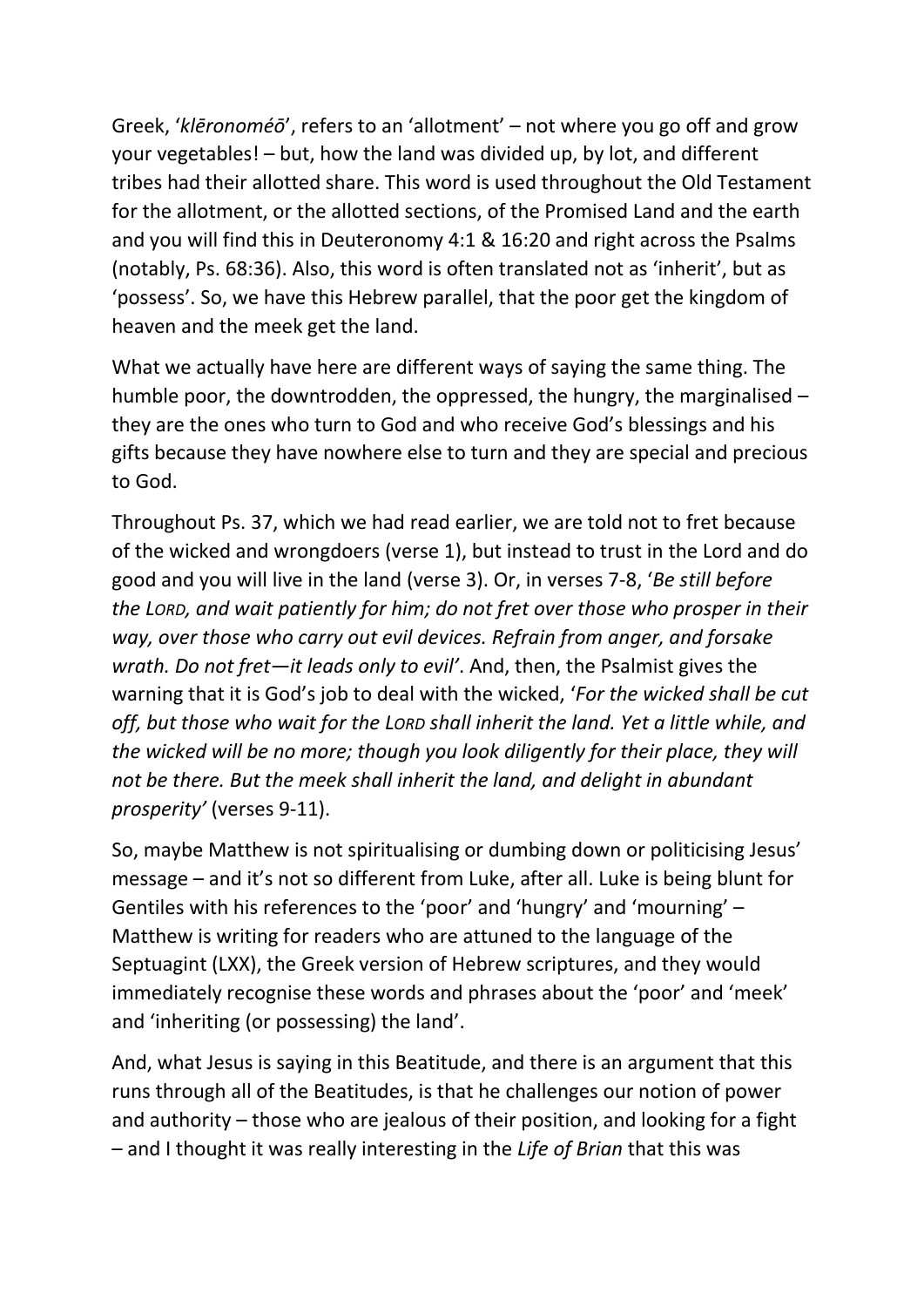Greek, '*klēronoméō*', refers to an 'allotment' – not where you go off and grow your vegetables! – but, how the land was divided up, by lot, and different tribes had their allotted share. This word is used throughout the Old Testament for the allotment, or the allotted sections, of the Promised Land and the earth and you will find this in Deuteronomy 4:1 & 16:20 and right across the Psalms (notably, Ps. 68:36). Also, this word is often translated not as 'inherit', but as 'possess'. So, we have this Hebrew parallel, that the poor get the kingdom of heaven and the meek get the land.

What we actually have here are different ways of saying the same thing. The humble poor, the downtrodden, the oppressed, the hungry, the marginalised – they are the ones who turn to God and who receive God's blessings and his gifts because they have nowhere else to turn and they are special and precious to God.

Throughout Ps. 37, which we had read earlier, we are told not to fret because of the wicked and wrongdoers (verse 1), but instead to trust in the Lord and do good and you will live in the land (verse 3). Or, in verses 7-8, '*Be still before the LORD, and wait patiently for him; do not fret over those who prosper in their way, over those who carry out evil devices. Refrain from anger, and forsake wrath. Do not fret—it leads only to evil*'. And, then, the Psalmist gives the warning that it is God's job to deal with the wicked, '*For the wicked shall be cut off, but those who wait for the LORD shall inherit the land. Yet a little while, and the wicked will be no more; though you look diligently for their place, they will not be there. But the meek shall inherit the land, and delight in abundant prosperity*' (verses 9-11).

So, maybe Matthew is not spiritualising or dumbing down or politicising Jesus' message – and it's not so different from Luke, after all. Luke is being blunt for Gentiles with his references to the 'poor' and 'hungry' and 'mourning' – Matthew is writing for readers who are attuned to the language of the Septuagint (LXX), the Greek version of Hebrew scriptures, and they would immediately recognise these words and phrases about the 'poor' and 'meek' and 'inheriting (or possessing) the land'.

And, what Jesus is saying in this Beatitude, and there is an argument that this runs through all of the Beatitudes, is that he challenges our notion of power and authority – those who are jealous of their position, and looking for a fight – and I thought it was really interesting in the *Life of Brian* that this was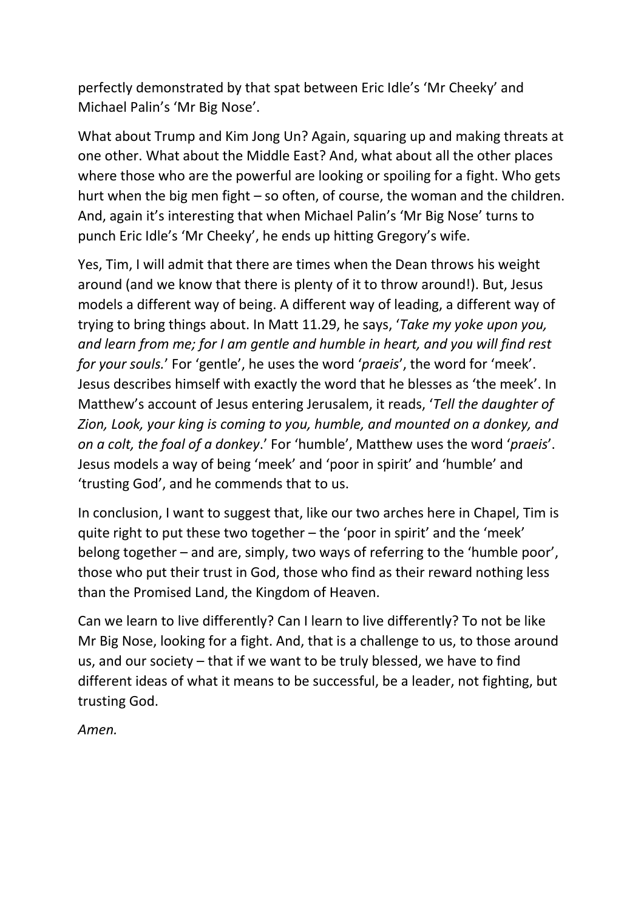perfectly demonstrated by that spat between Eric Idle's 'Mr Cheeky' and Michael Palin's 'Mr Big Nose'.

What about Trump and Kim Jong Un? Again, squaring up and making threats at one other. What about the Middle East? And, what about all the other places where those who are the powerful are looking or spoiling for a fight. Who gets hurt when the big men fight – so often, of course, the woman and the children. And, again it's interesting that when Michael Palin's 'Mr Big Nose' turns to punch Eric Idle's 'Mr Cheeky', he ends up hitting Gregory's wife.

Yes, Tim, I will admit that there are times when the Dean throws his weight around (and we know that there is plenty of it to throw around!). But, Jesus models a different way of being. A different way of leading, a different way of trying to bring things about. In Matt 11.29, he says, '*Take my yoke upon you, and learn from me; for I am gentle and humble in heart, and you will find rest for your souls.*' For 'gentle', he uses the word '*praeis*', the word for 'meek'. Jesus describes himself with exactly the word that he blesses as 'the meek'. In Matthew's account of Jesus entering Jerusalem, it reads, '*Tell the daughter of Zion, Look, your king is coming to you, humble, and mounted on a donkey, and on a colt, the foal of a donkey*.' For 'humble', Matthew uses the word '*praeis*'. Jesus models a way of being 'meek' and 'poor in spirit' and 'humble' and 'trusting God', and he commends that to us.

In conclusion, I want to suggest that, like our two arches here in Chapel, Tim is quite right to put these two together – the 'poor in spirit' and the 'meek' belong together – and are, simply, two ways of referring to the 'humble poor', those who put their trust in God, those who find as their reward nothing less than the Promised Land, the Kingdom of Heaven.

Can we learn to live differently? Can I learn to live differently? To not be like Mr Big Nose, looking for a fight. And, that is a challenge to us, to those around us, and our society – that if we want to be truly blessed, we have to find different ideas of what it means to be successful, be a leader, not fighting, but trusting God.

*Amen.*